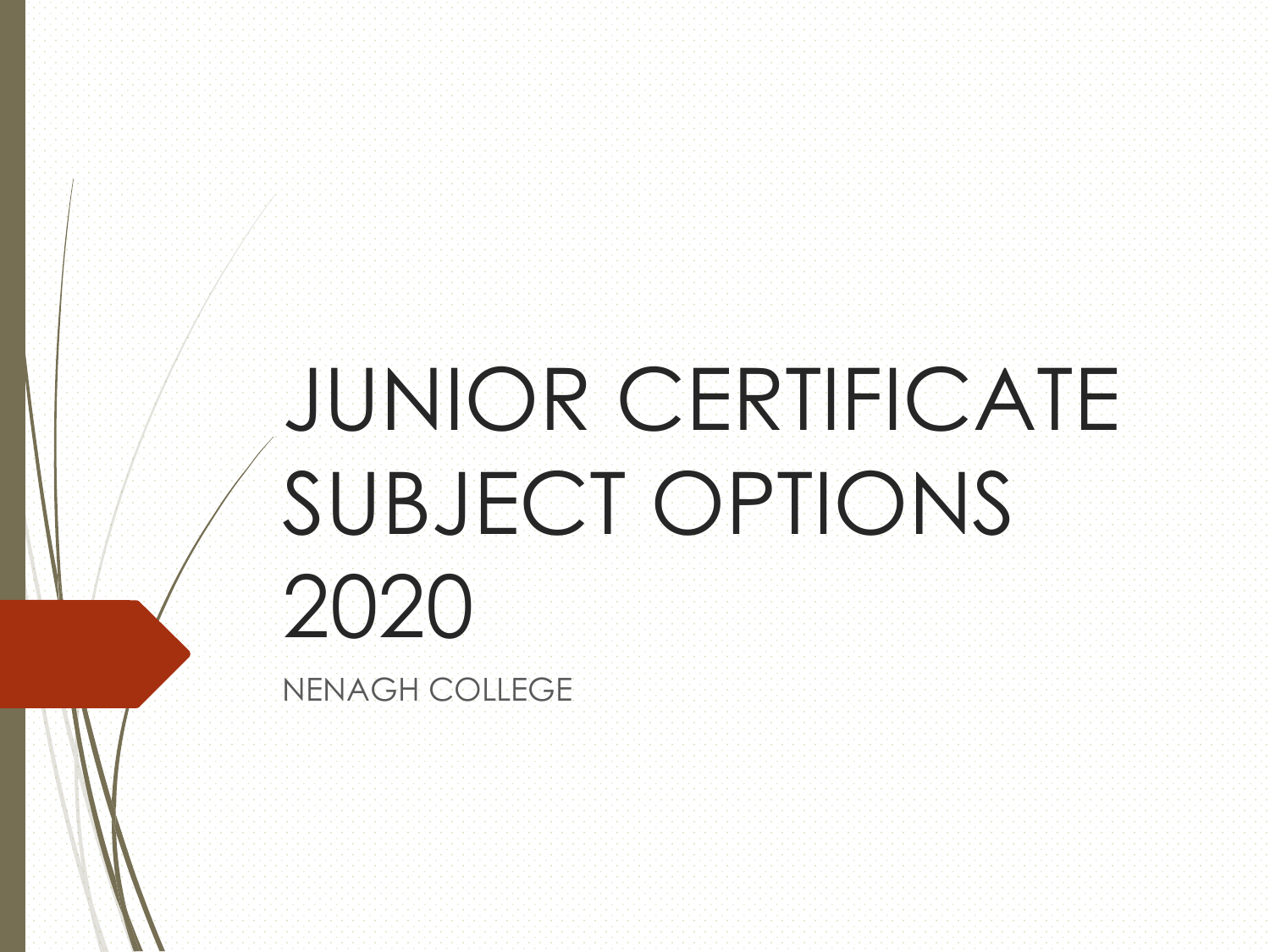# JUNIOR CERTIFICATE SUBJECT OPTIONS 2020

NENAGH COLLEGE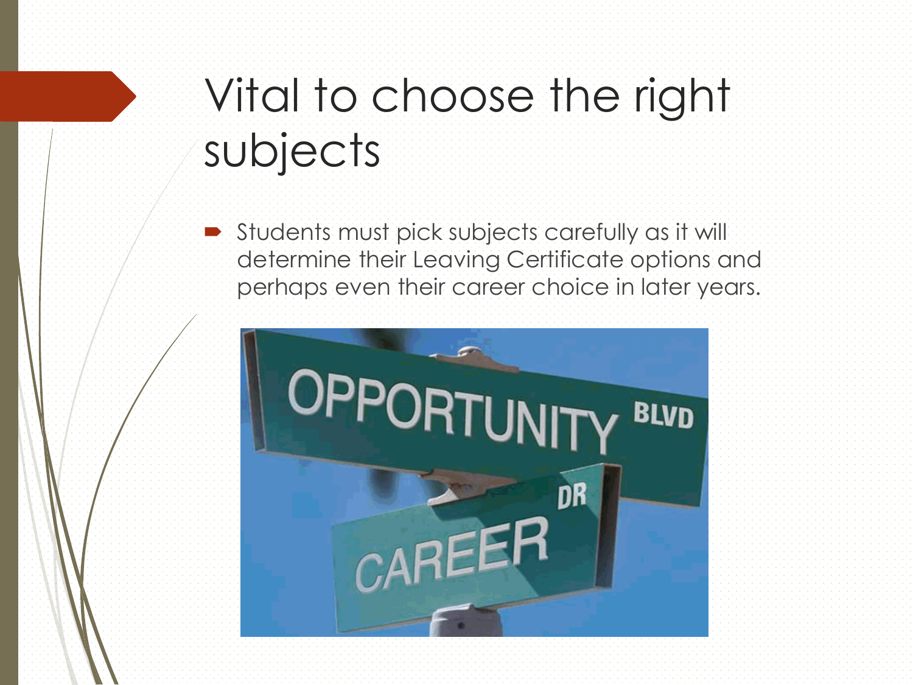# Vital to choose the right subjects

- Students must pick subjects carefully as it will determine their Leaving Certificate options and perhaps even their career choice in later years.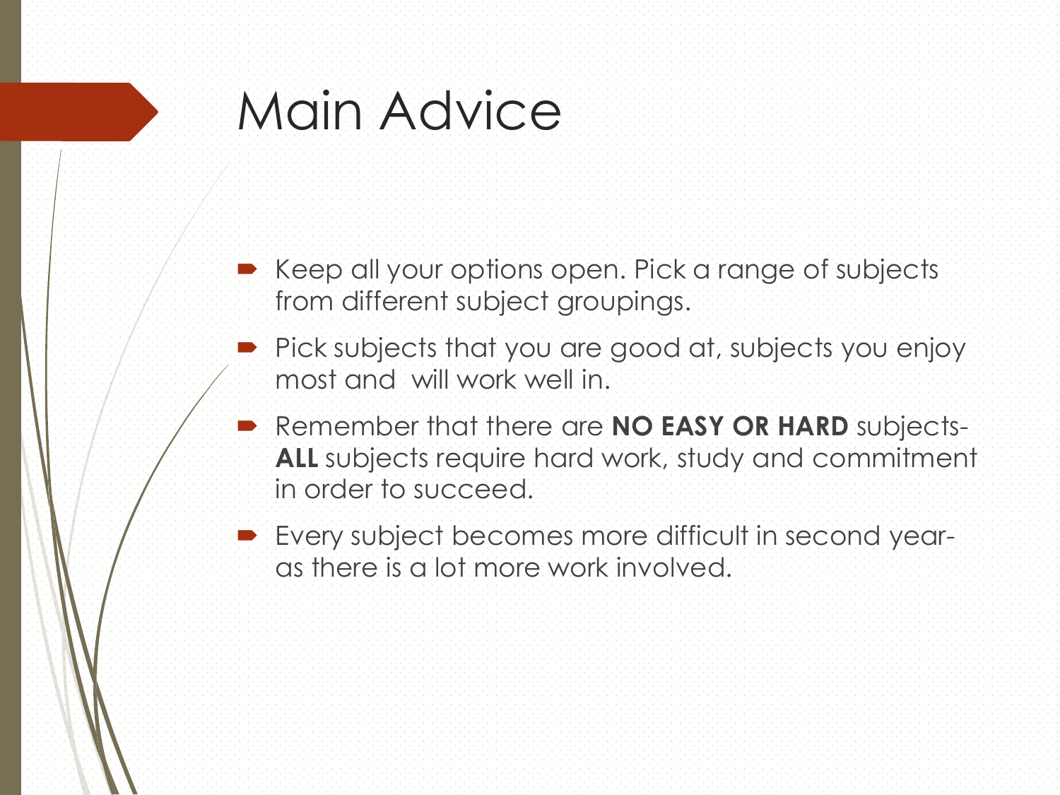# Main Advice

- Keep all your options open. Pick a range of subjects from different subject groupings.
- Pick subjects that you are good at, subjects you enjoy most and will work well in.
- Remember that there are **NO EASY OR HARD** subjects- **ALL** subjects require hard work, study and commitment in order to succeed.
- Every subject becomes more difficult in second year- as there is a lot more work involved.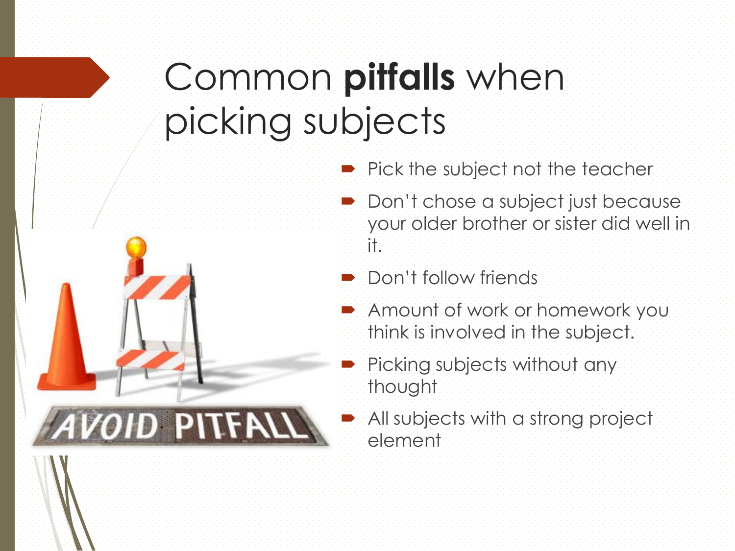# Common **pitfalls** when picking subjects

- Pick the subject not the teacher
- Don't chose a subject just because your older brother or sister did well in it.
- Don't follow friends
- Amount of work or homework you think is involved in the subject.
- Picking subjects without any thought
- All subjects with a strong project element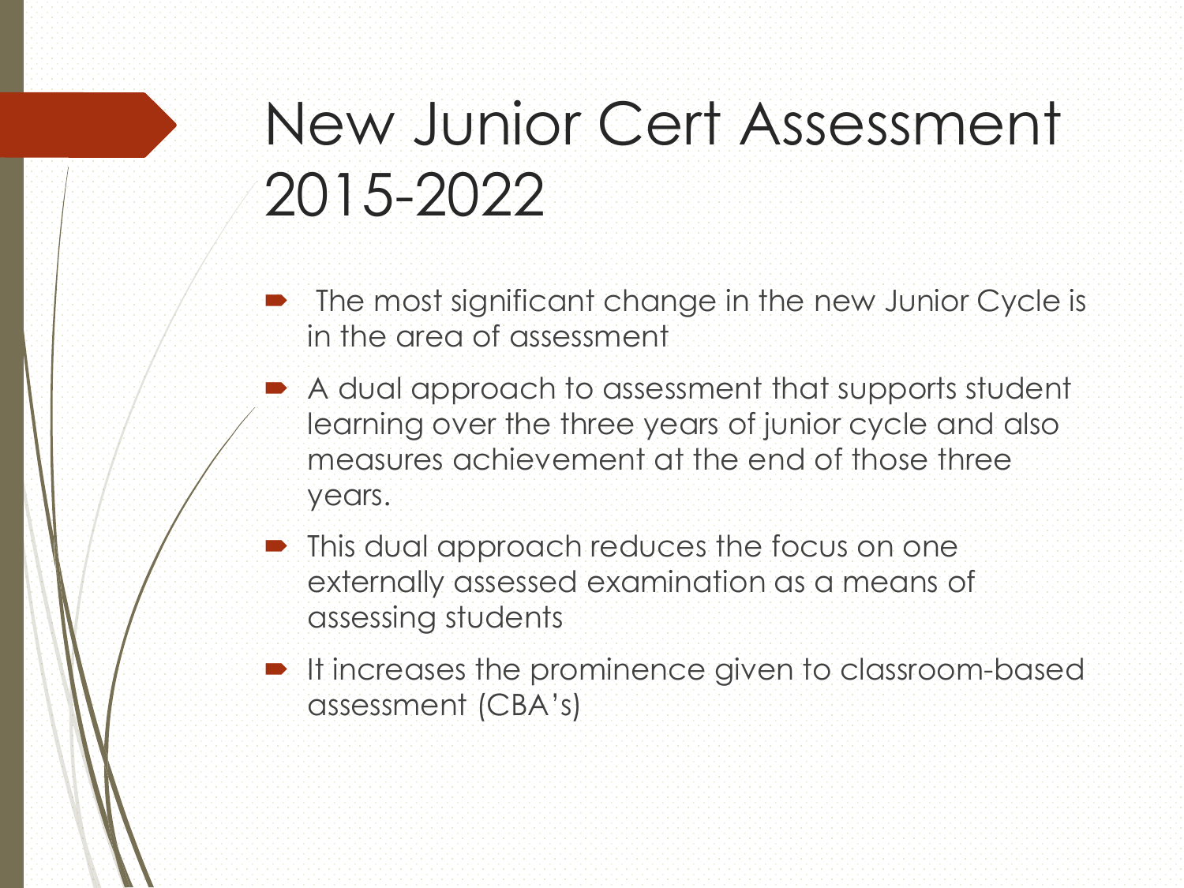# New Junior Cert Assessment 2015-2022

- The most significant change in the new Junior Cycle is in the area of assessment
- A dual approach to assessment that supports student learning over the three years of junior cycle and also measures achievement at the end of those three years.
- This dual approach reduces the focus on one externally assessed examination as a means of assessing students
- It increases the prominence given to classroom-based assessment (CBA's)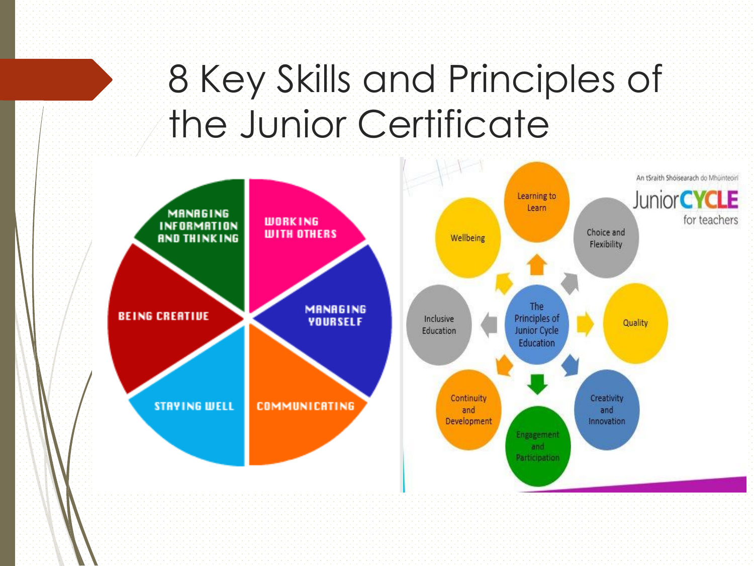# 8 Key Skills and Principles of the Junior Certificate

- Managing Information and Thinking
- Working with Others
- Managing Yourself
- Communicating
- Staying Well
- Being Creative

An tSraith Shóisearach do Mhúinteoirí

Junior CYCLE for teachers

The Principles of Junior Cycle Education:

- Learning to Learn
- Choice and Flexibility
- Quality
- Creativity and Innovation
- Engagement and Participation
- Continuity and Development
- Inclusive Education
- Wellbeing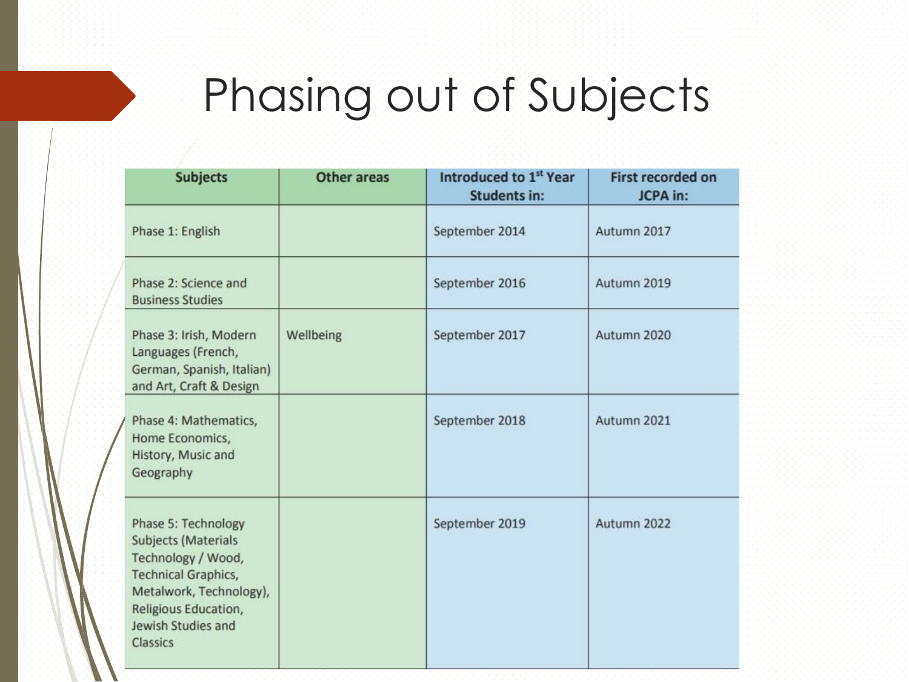# Phasing out of Subjects

| Subjects | Other areas | Introduced to 1st Year Students in: | First recorded on JCPA in: |
|---|---|---|---|
| Phase 1: English | | September 2014 | Autumn 2017 |
| Phase 2: Science and Business Studies | | September 2016 | Autumn 2019 |
| Phase 3: Irish, Modern Languages (French, German, Spanish, Italian) and Art, Craft & Design | Wellbeing | September 2017 | Autumn 2020 |
| Phase 4: Mathematics, Home Economics, History, Music and Geography | | September 2018 | Autumn 2021 |
| Phase 5: Technology Subjects (Materials Technology / Wood, Technical Graphics, Metalwork, Technology), Religious Education, Jewish Studies and Classics | | September 2019 | Autumn 2022 |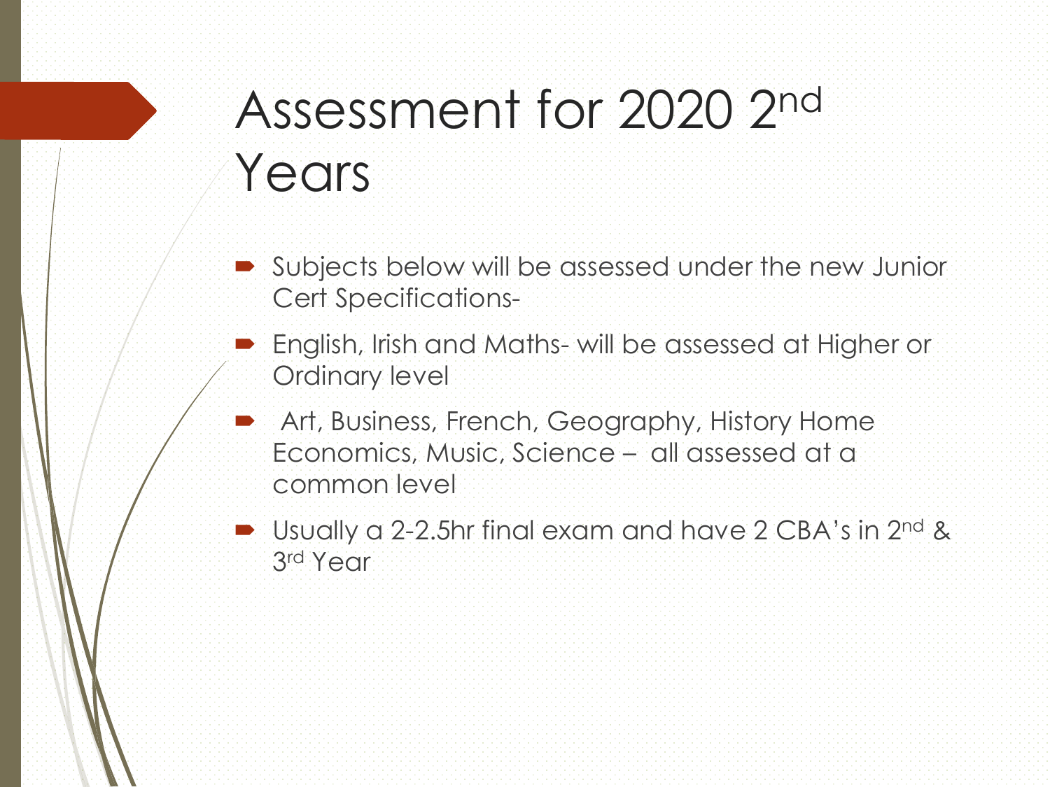# Assessment for 2020 2nd Years

- Subjects below will be assessed under the new Junior Cert Specifications-
- English, Irish and Maths- will be assessed at Higher or Ordinary level
- Art, Business, French, Geography, History Home Economics, Music, Science – all assessed at a common level
- Usually a 2-2.5hr final exam and have 2 CBA's in 2nd & 3rd Year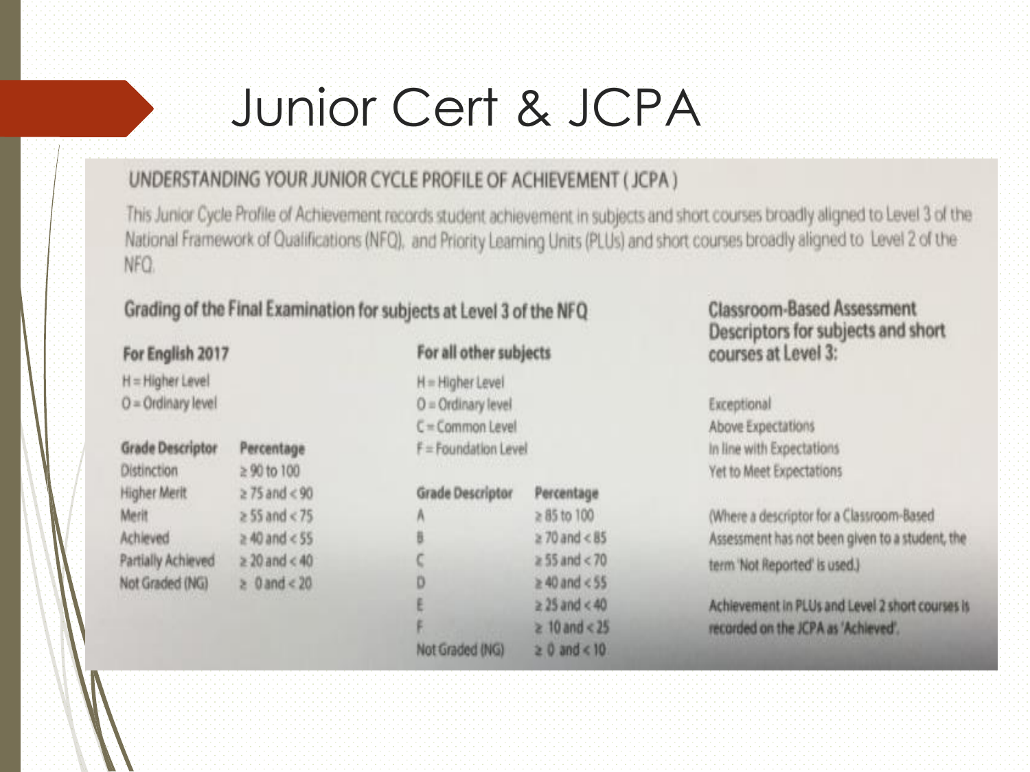# Junior Cert & JCPA

## UNDERSTANDING YOUR JUNIOR CYCLE PROFILE OF ACHIEVEMENT ( JCPA )

This Junior Cycle Profile of Achievement records student achievement in subjects and short courses broadly aligned to Level 3 of the National Framework of Qualifications (NFQ), and Priority Learning Units (PLUs) and short courses broadly aligned to Level 2 of the NFQ.

### Grading of the Final Examination for subjects at Level 3 of the NFQ

**For English 2017**

H = Higher Level
O = Ordinary level

| Grade Descriptor | Percentage |
|---|---|
| Distinction | ≥ 90 to 100 |
| Higher Merit | ≥ 75 and < 90 |
| Merit | ≥ 55 and < 75 |
| Achieved | ≥ 40 and < 55 |
| Partially Achieved | ≥ 20 and < 40 |
| Not Graded (NG) | ≥ 0 and < 20 |

**For all other subjects**

H = Higher Level
O = Ordinary level
C = Common Level
F = Foundation Level

| Grade Descriptor | Percentage |
|---|---|
| A | ≥ 85 to 100 |
| B | ≥ 70 and < 85 |
| C | ≥ 55 and < 70 |
| D | ≥ 40 and < 55 |
| E | ≥ 25 and < 40 |
| F | ≥ 10 and < 25 |
| Not Graded (NG) | ≥ 0 and < 10 |

### Classroom-Based Assessment Descriptors for subjects and short courses at Level 3:

Exceptional
Above Expectations
In line with Expectations
Yet to Meet Expectations

(Where a descriptor for a Classroom-Based Assessment has not been given to a student, the term 'Not Reported' is used.)

Achievement in PLUs and Level 2 short courses is recorded on the JCPA as 'Achieved'.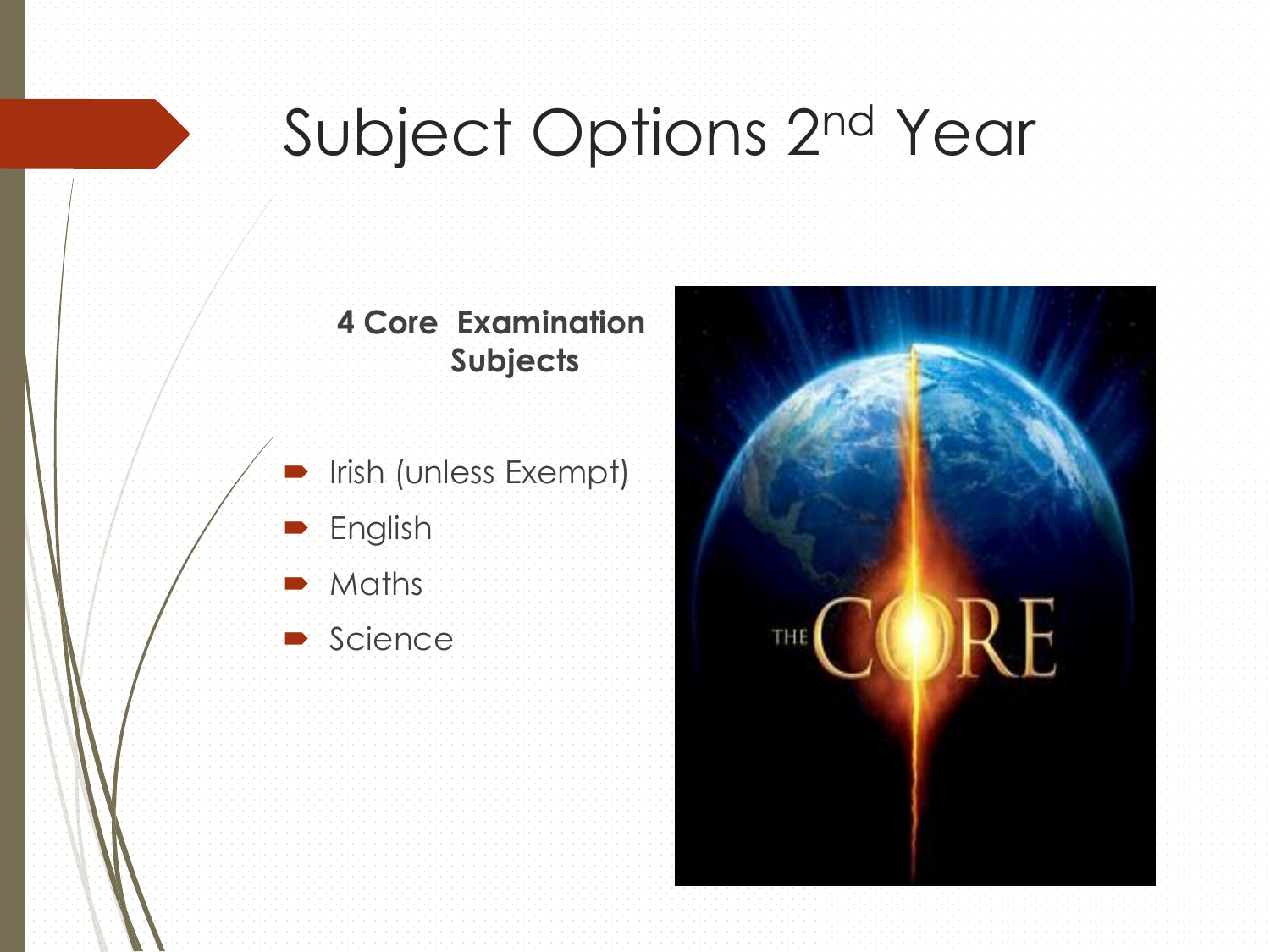# Subject Options 2nd Year

**4 Core Examination Subjects**

- Irish (unless Exempt)
- English
- Maths
- Science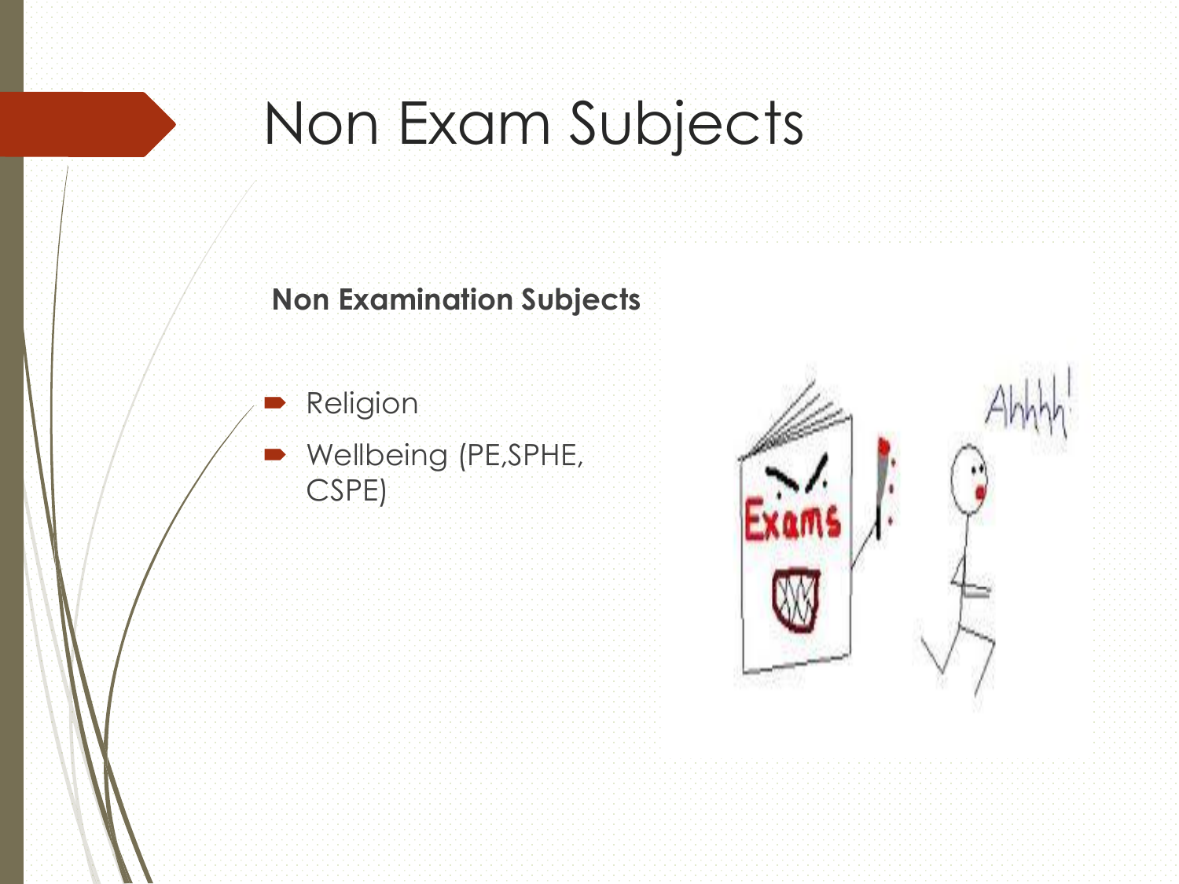# Non Exam Subjects

**Non Examination Subjects**

- Religion
- Wellbeing (PE,SPHE, CSPE)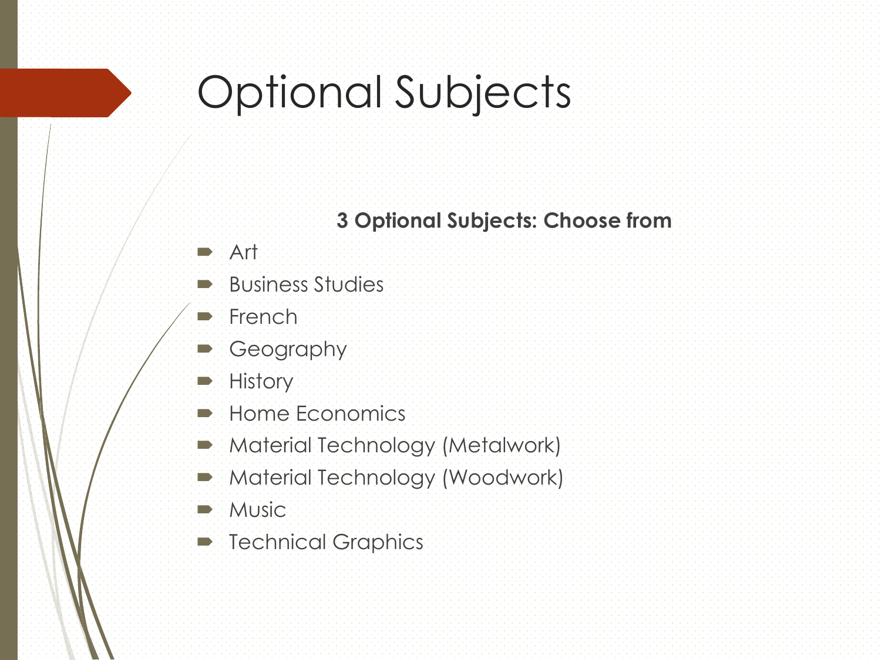# Optional Subjects

**3 Optional Subjects: Choose from**

- Art
- Business Studies
- French
- Geography
- History
- Home Economics
- Material Technology (Metalwork)
- Material Technology (Woodwork)
- Music
- Technical Graphics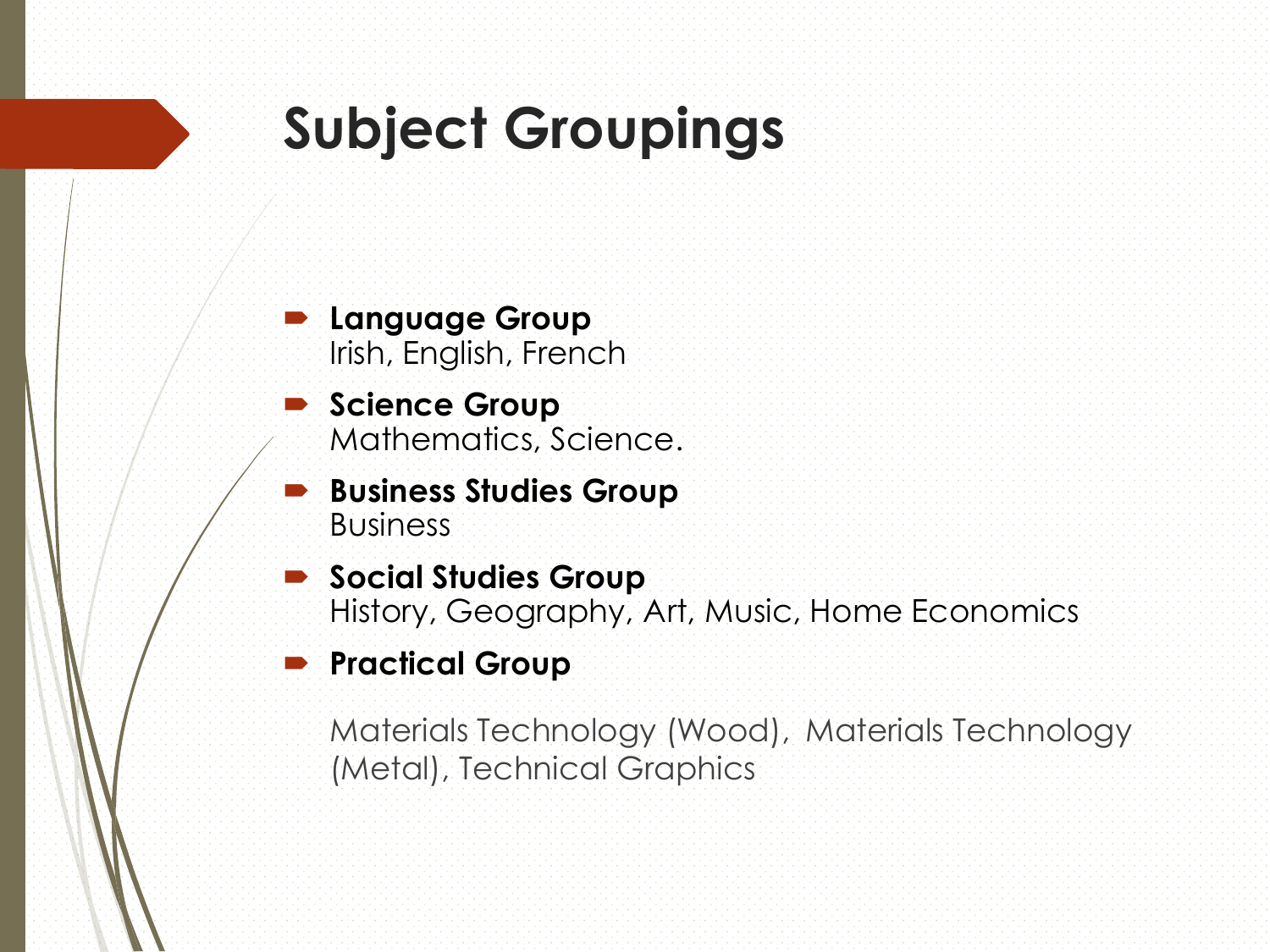# Subject Groupings

- **Language Group**
  Irish, English, French
- **Science Group**
  Mathematics, Science.
- **Business Studies Group**
  Business
- **Social Studies Group**
  History, Geography, Art, Music, Home Economics
- **Practical Group**

  Materials Technology (Wood), Materials Technology (Metal), Technical Graphics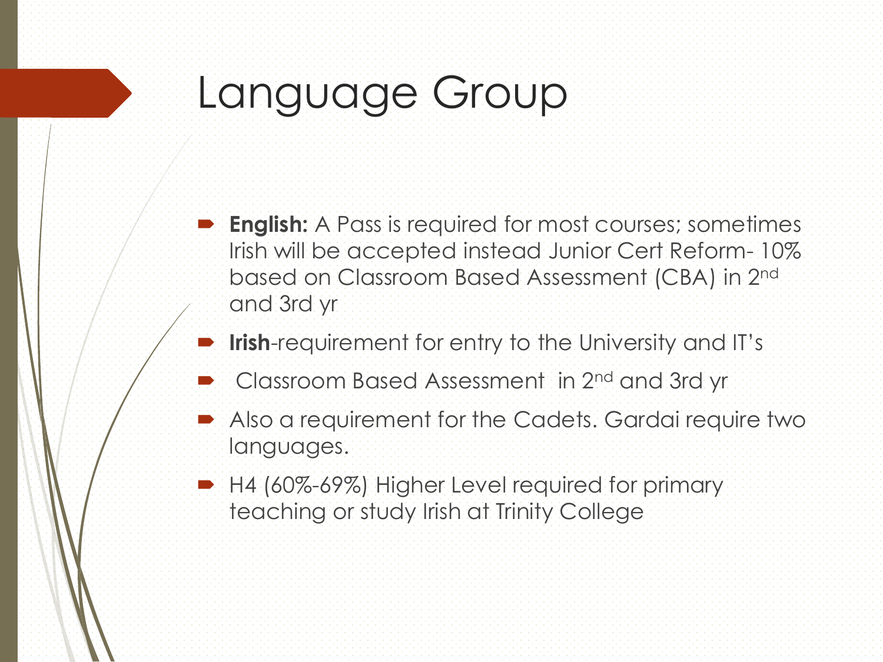# Language Group

- **English:** A Pass is required for most courses; sometimes Irish will be accepted instead Junior Cert Reform- 10% based on Classroom Based Assessment (CBA) in 2nd and 3rd yr
- **Irish**-requirement for entry to the University and IT's
- Classroom Based Assessment in 2nd and 3rd yr
- Also a requirement for the Cadets. Gardai require two languages.
- H4 (60%-69%) Higher Level required for primary teaching or study Irish at Trinity College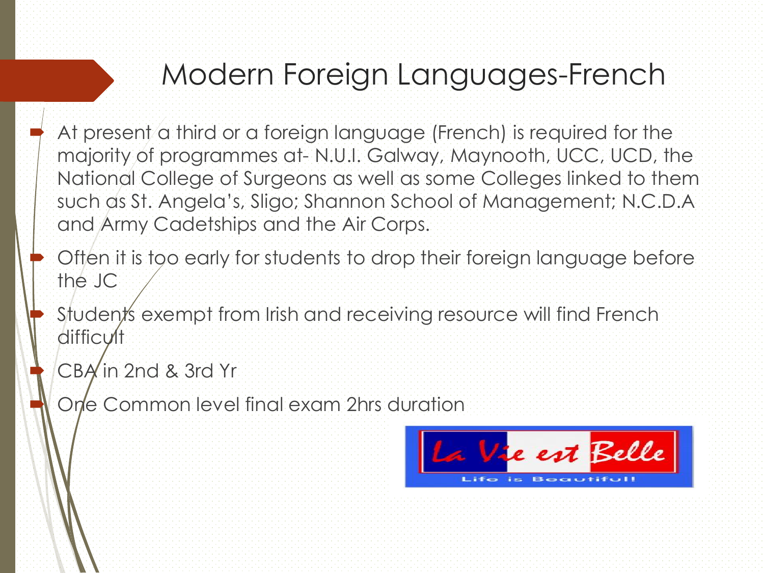# Modern Foreign Languages-French

- At present a third or a foreign language (French) is required for the majority of programmes at- N.U.I. Galway, Maynooth, UCC, UCD, the National College of Surgeons as well as some Colleges linked to them such as St. Angela's, Sligo; Shannon School of Management; N.C.D.A and Army Cadetships and the Air Corps.
- Often it is too early for students to drop their foreign language before the JC
- Students exempt from Irish and receiving resource will find French difficult
- CBA in 2nd & 3rd Yr
- One Common level final exam 2hrs duration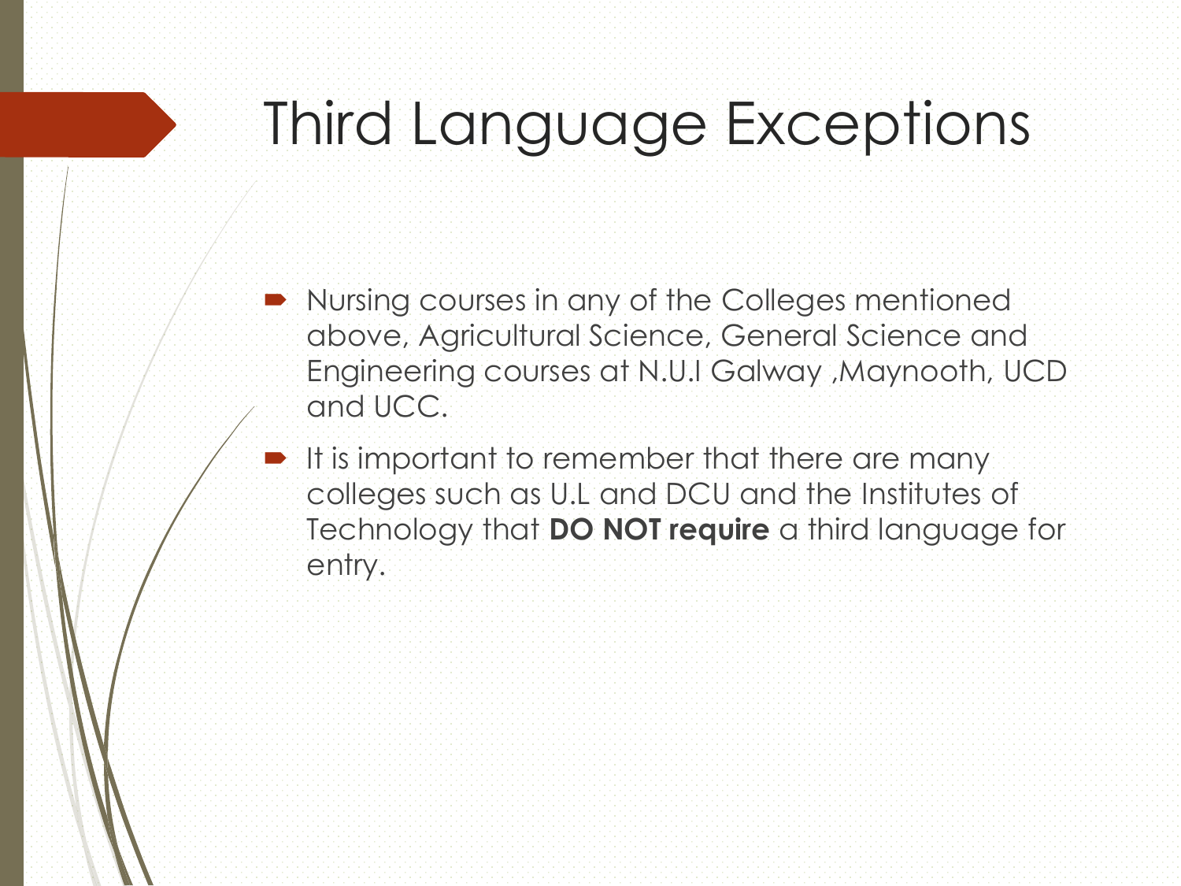# Third Language Exceptions

- Nursing courses in any of the Colleges mentioned above, Agricultural Science, General Science and Engineering courses at N.U.I Galway ,Maynooth, UCD and UCC.
- It is important to remember that there are many colleges such as U.L and DCU and the Institutes of Technology that **DO NOT require** a third language for entry.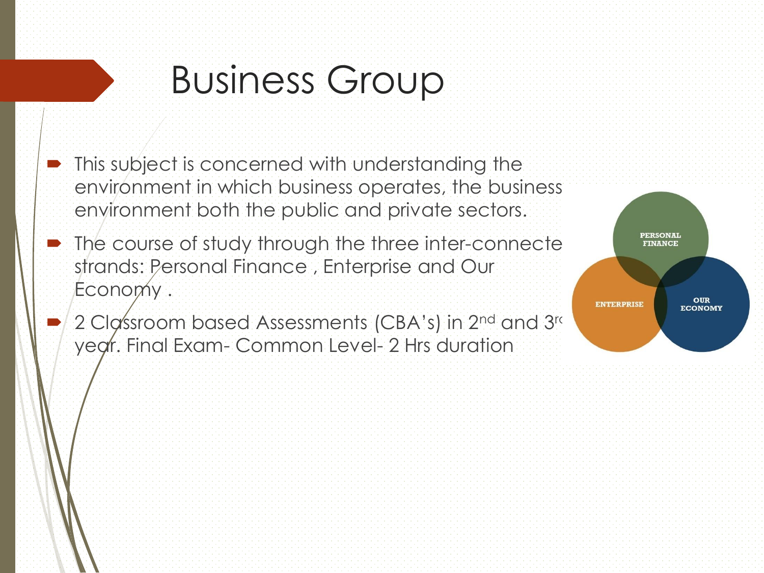# Business Group

- This subject is concerned with understanding the environment in which business operates, the business environment both the public and private sectors.
- The course of study through the three inter-connecte strands: Personal Finance , Enterprise and Our Economy .
- 2 Classroom based Assessments (CBA's) in 2nd and 3rd year. Final Exam- Common Level- 2 Hrs duration

PERSONAL FINANCE

ENTERPRISE

OUR ECONOMY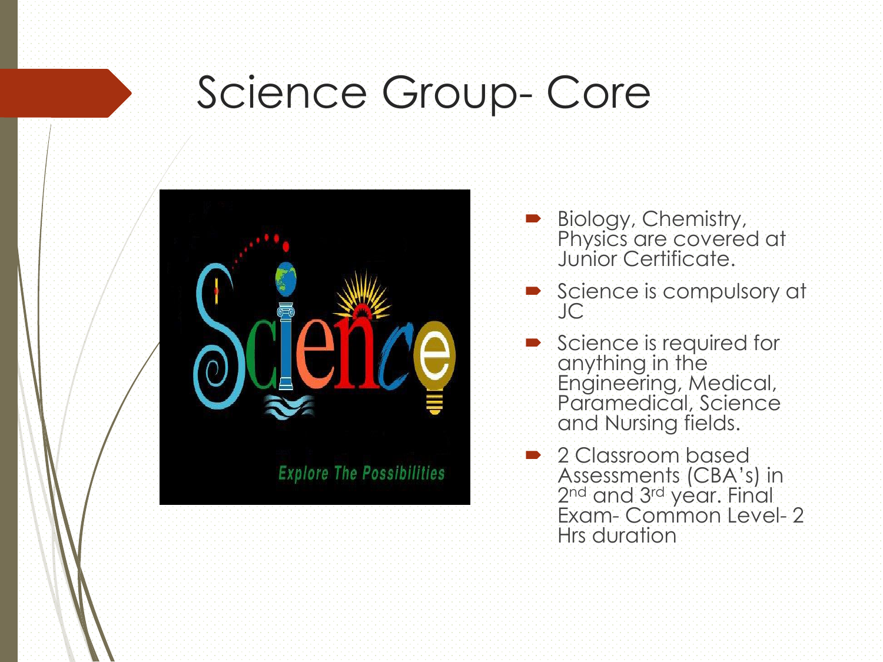# Science Group- Core

- Biology, Chemistry, Physics are covered at Junior Certificate.
- Science is compulsory at JC
- Science is required for anything in the Engineering, Medical, Paramedical, Science and Nursing fields.
- 2 Classroom based Assessments (CBA's) in 2nd and 3rd year. Final Exam- Common Level- 2 Hrs duration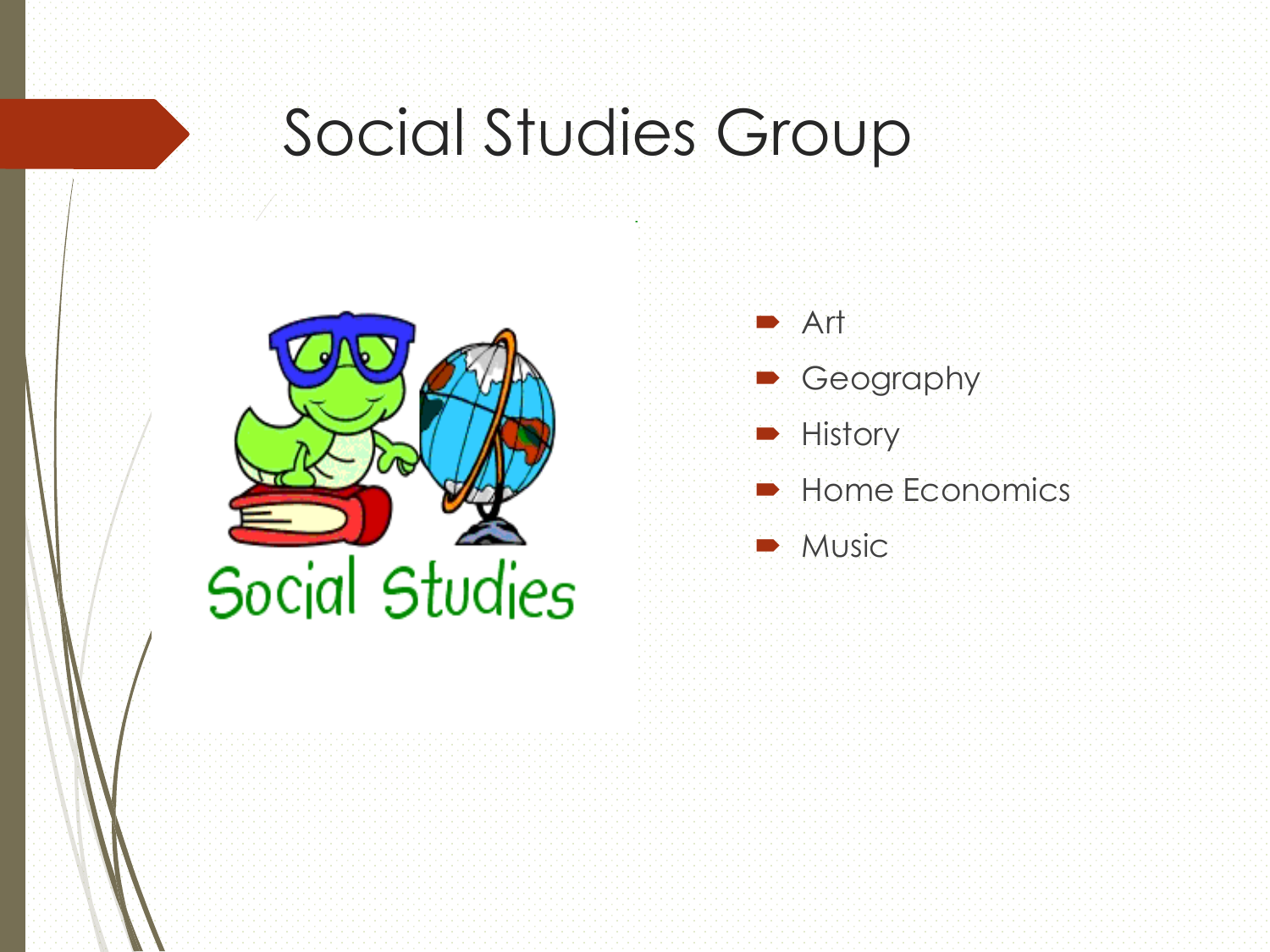# Social Studies Group

- Art
- Geography
- History
- Home Economics
- Music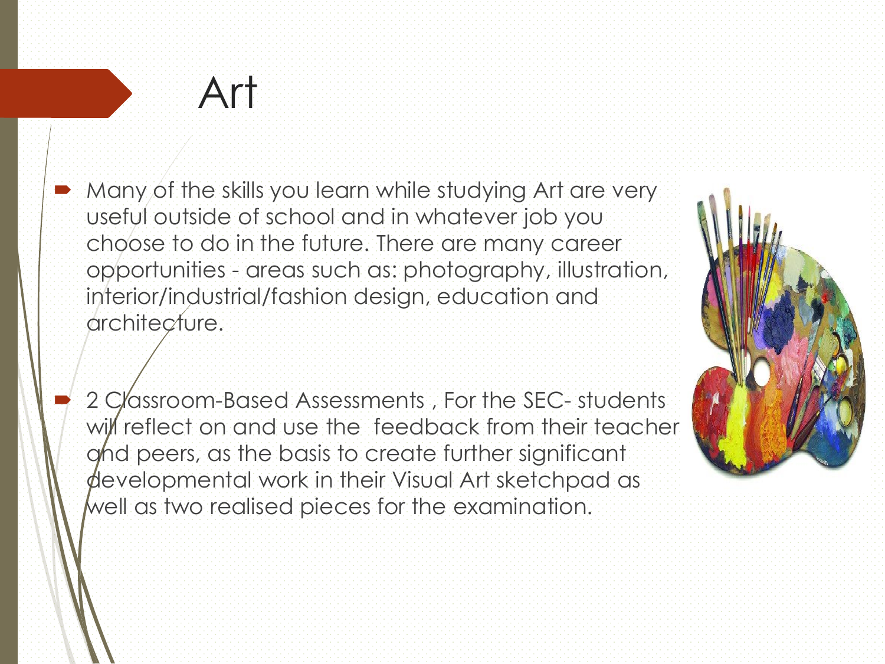# Art

- Many of the skills you learn while studying Art are very useful outside of school and in whatever job you choose to do in the future. There are many career opportunities - areas such as: photography, illustration, interior/industrial/fashion design, education and architecture.

- 2 Classroom-Based Assessments , For the SEC- students will reflect on and use the feedback from their teacher and peers, as the basis to create further significant developmental work in their Visual Art sketchpad as well as two realised pieces for the examination.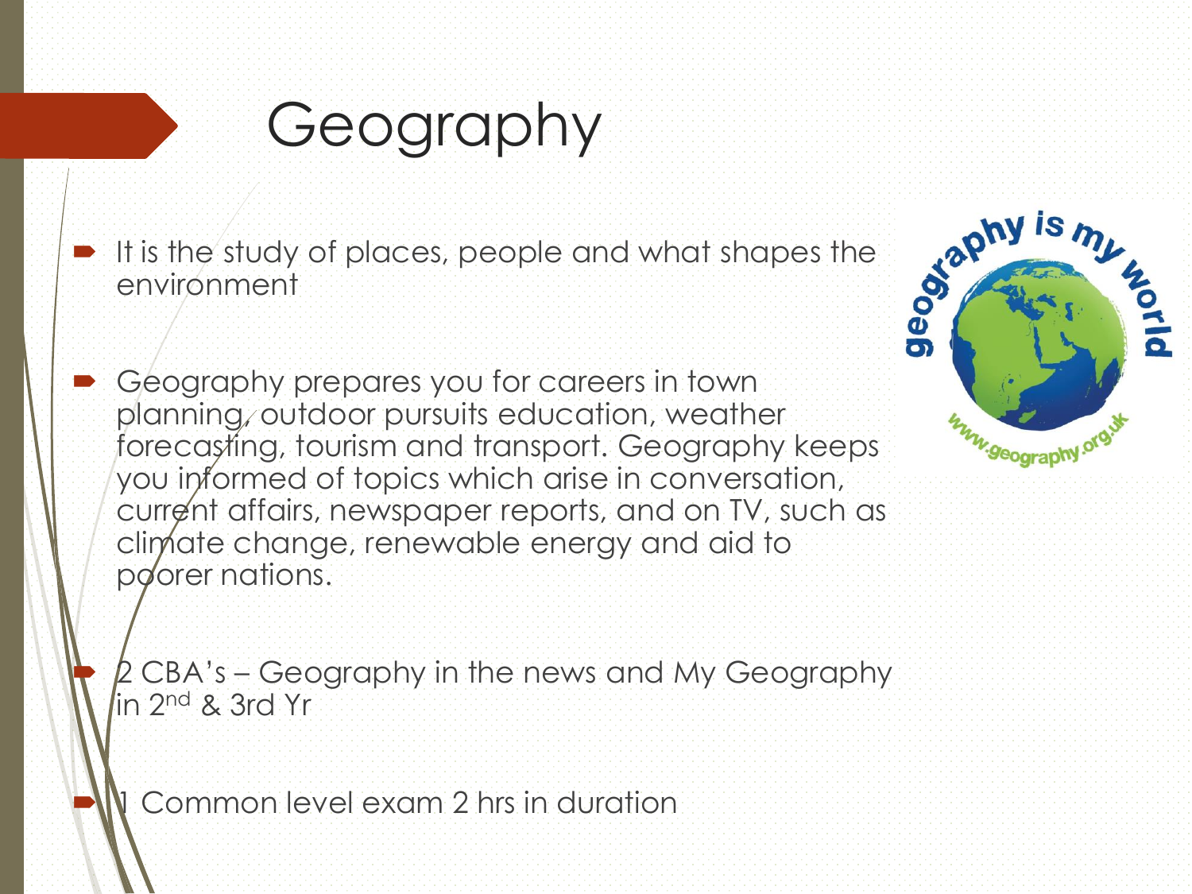# Geography

- It is the study of places, people and what shapes the environment

- Geography prepares you for careers in town planning, outdoor pursuits education, weather forecasting, tourism and transport. Geography keeps you informed of topics which arise in conversation, current affairs, newspaper reports, and on TV, such as climate change, renewable energy and aid to poorer nations.

- 2 CBA's – Geography in the news and My Geography in 2nd & 3rd Yr

- 1 Common level exam 2 hrs in duration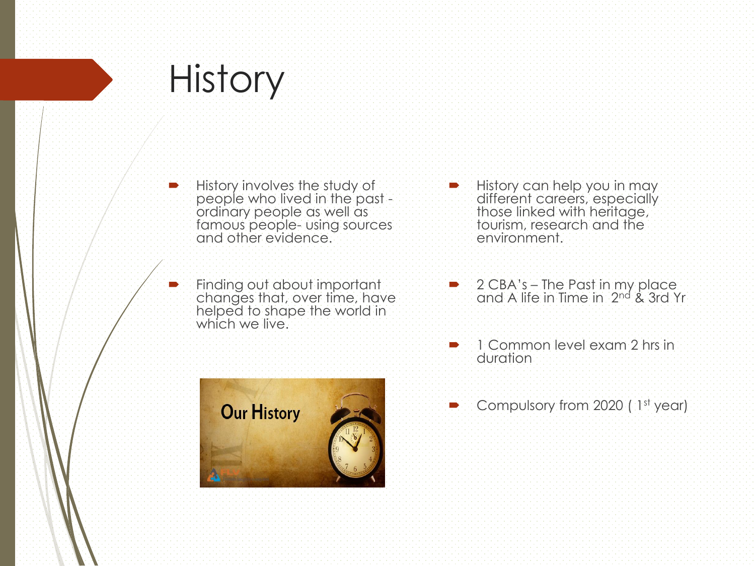# History

- History involves the study of people who lived in the past - ordinary people as well as famous people- using sources and other evidence.
- Finding out about important changes that, over time, have helped to shape the world in which we live.
- History can help you in may different careers, especially those linked with heritage, tourism, research and the environment.
- 2 CBA's – The Past in my place and A life in Time in 2nd & 3rd Yr
- 1 Common level exam 2 hrs in duration
- Compulsory from 2020 ( 1st year)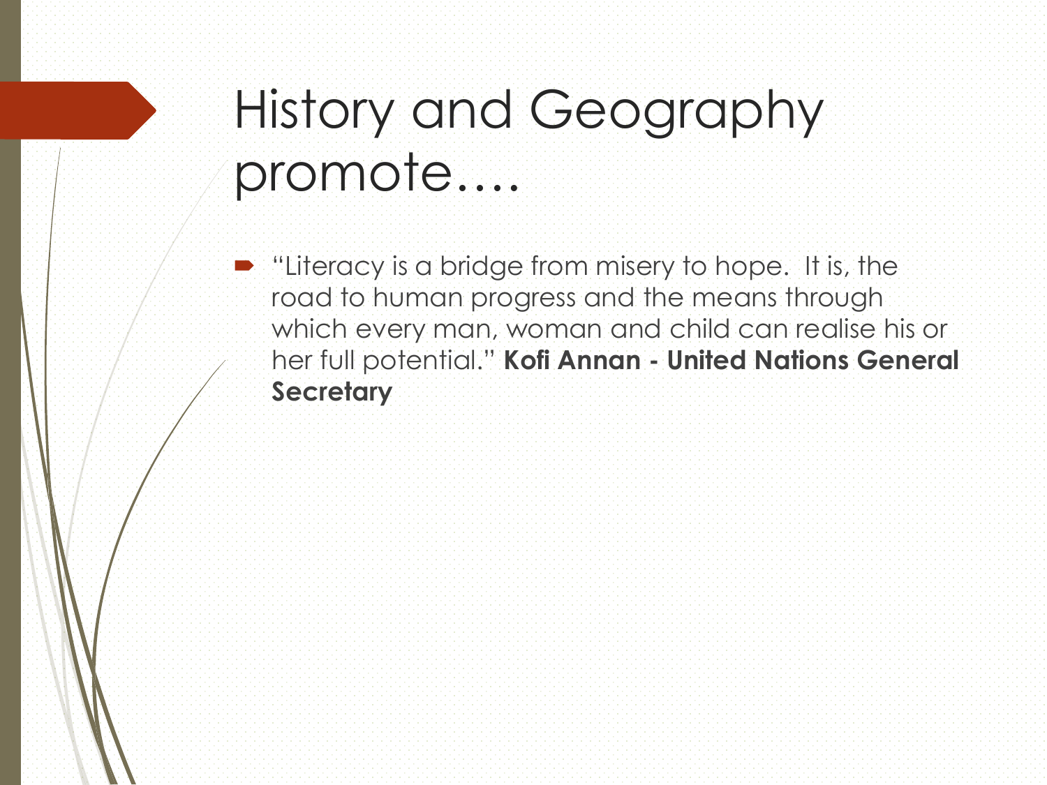# History and Geography promote….

- "Literacy is a bridge from misery to hope.  It is, the road to human progress and the means through which every man, woman and child can realise his or her full potential." **Kofi Annan - United Nations General Secretary**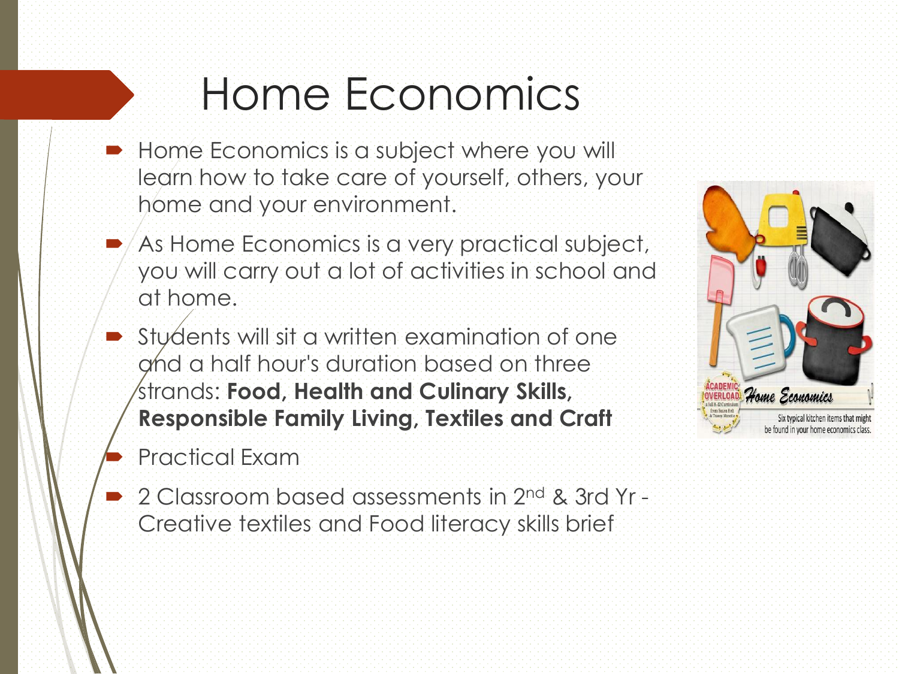# Home Economics

- Home Economics is a subject where you will learn how to take care of yourself, others, your home and your environment.
- As Home Economics is a very practical subject, you will carry out a lot of activities in school and at home.
- Students will sit a written examination of one and a half hour's duration based on three strands: **Food, Health and Culinary Skills, Responsible Family Living, Textiles and Craft**
- Practical Exam
- 2 Classroom based assessments in 2nd & 3rd Yr - Creative textiles and Food literacy skills brief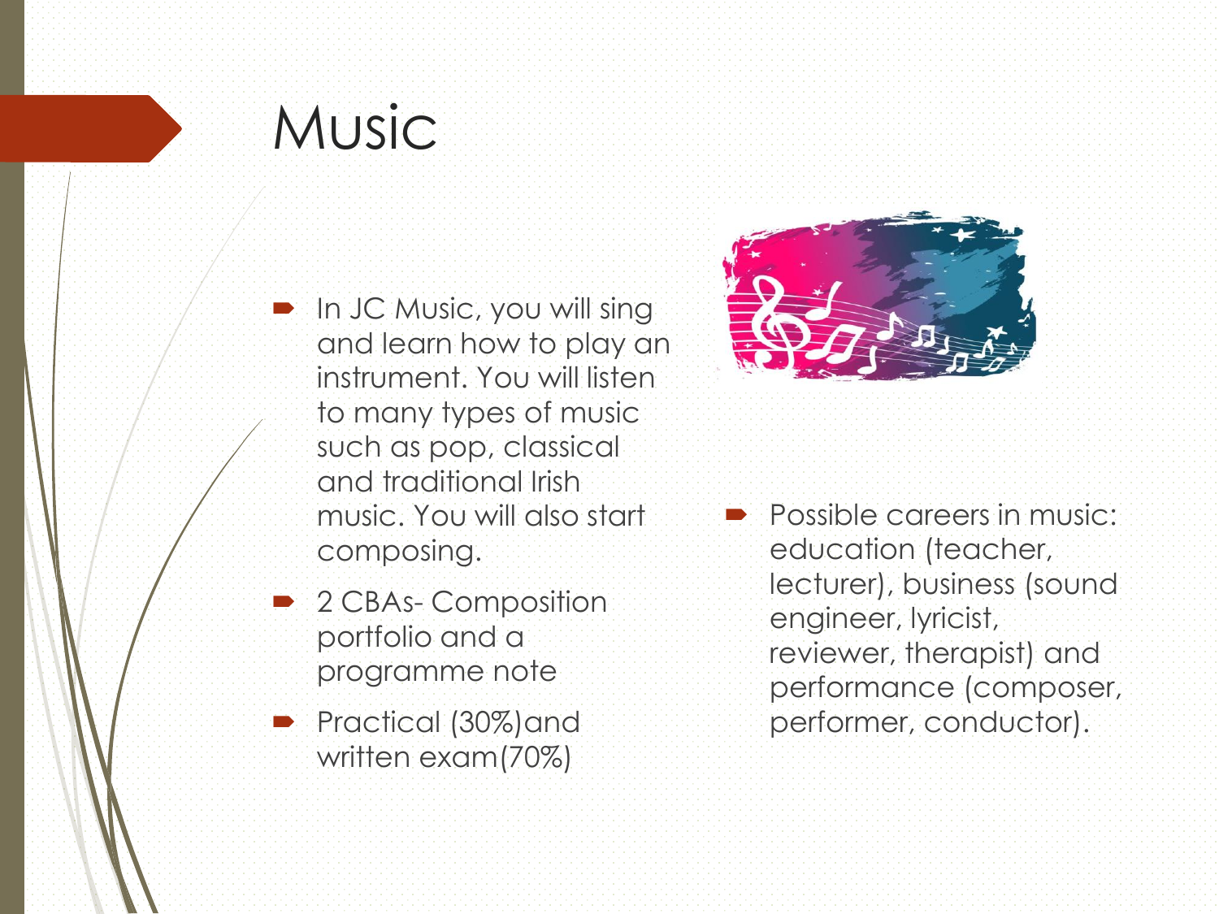# Music

- In JC Music, you will sing and learn how to play an instrument. You will listen to many types of music such as pop, classical and traditional Irish music. You will also start composing.
- 2 CBAs- Composition portfolio and a programme note
- Practical (30%)and written exam(70%)

- Possible careers in music: education (teacher, lecturer), business (sound engineer, lyricist, reviewer, therapist) and performance (composer, performer, conductor).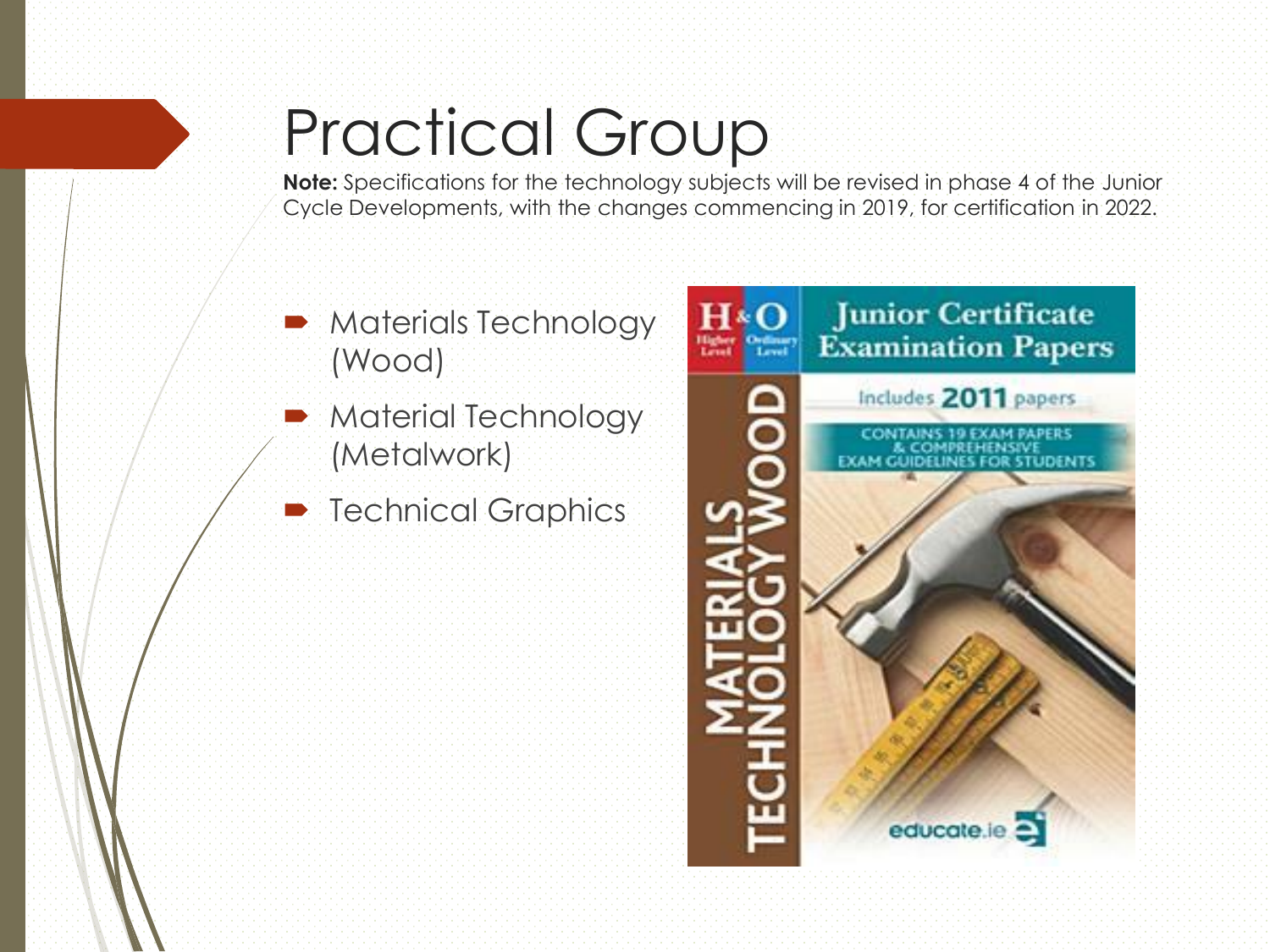# Practical Group

**Note:** Specifications for the technology subjects will be revised in phase 4 of the Junior Cycle Developments, with the changes commencing in 2019, for certification in 2022.

- Materials Technology (Wood)
- Material Technology (Metalwork)
- Technical Graphics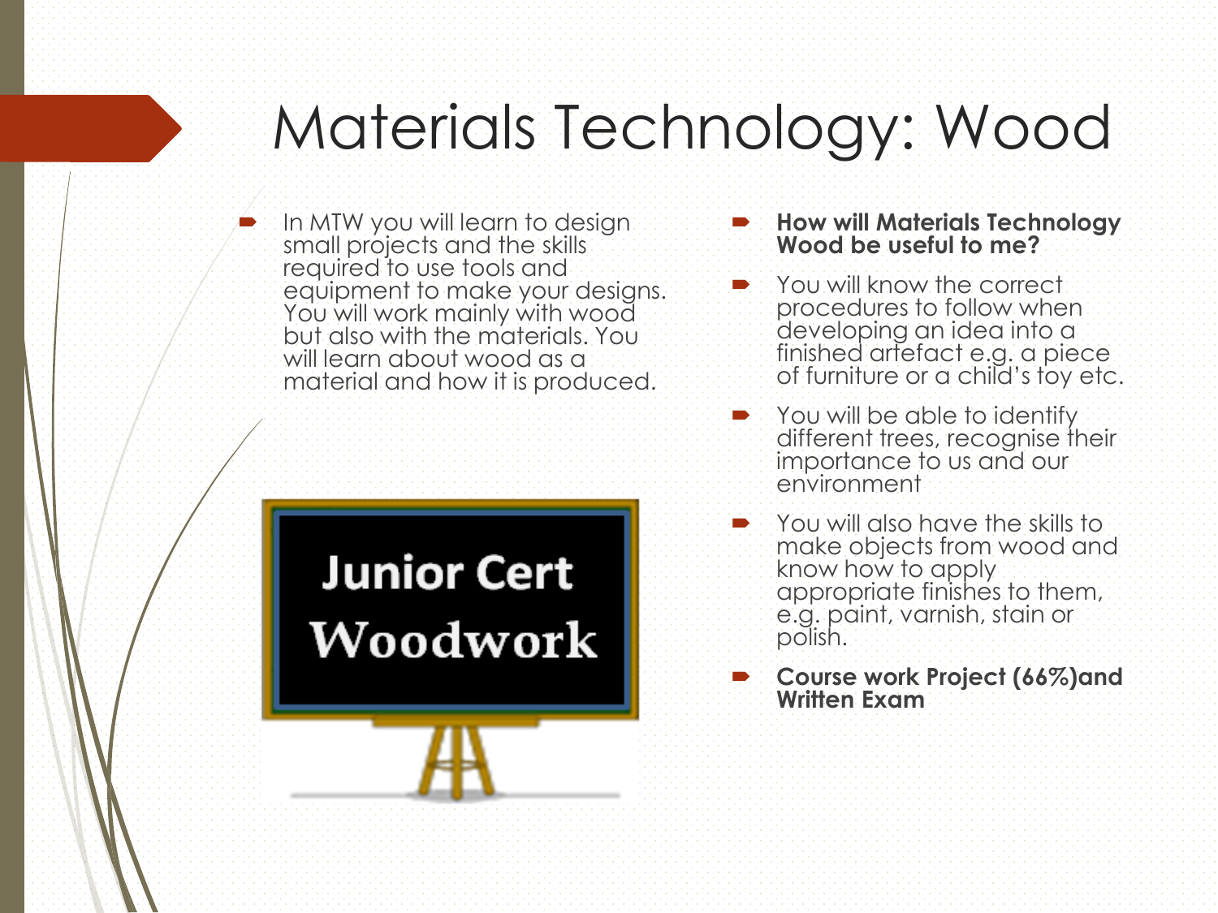# Materials Technology: Wood

- In MTW you will learn to design small projects and the skills required to use tools and equipment to make your designs. You will work mainly with wood but also with the materials. You will learn about wood as a material and how it is produced.

Junior Cert Woodwork

- **How will Materials Technology Wood be useful to me?**
- You will know the correct procedures to follow when developing an idea into a finished artefact e.g. a piece of furniture or a child's toy etc.
- You will be able to identify different trees, recognise their importance to us and our environment
- You will also have the skills to make objects from wood and know how to apply appropriate finishes to them, e.g. paint, varnish, stain or polish.
- **Course work Project (66%)and Written Exam**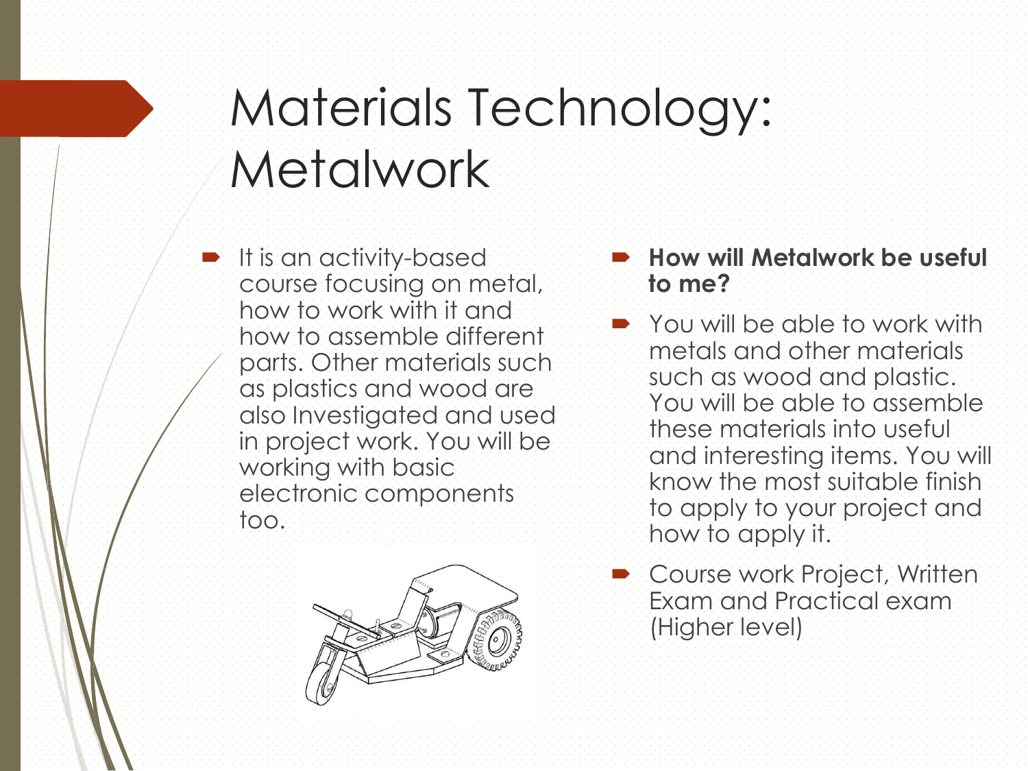# Materials Technology: Metalwork

- It is an activity-based course focusing on metal, how to work with it and how to assemble different parts. Other materials such as plastics and wood are also Investigated and used in project work. You will be working with basic electronic components too.

- **How will Metalwork be useful to me?**
- You will be able to work with metals and other materials such as wood and plastic. You will be able to assemble these materials into useful and interesting items. You will know the most suitable finish to apply to your project and how to apply it.
- Course work Project, Written Exam and Practical exam (Higher level)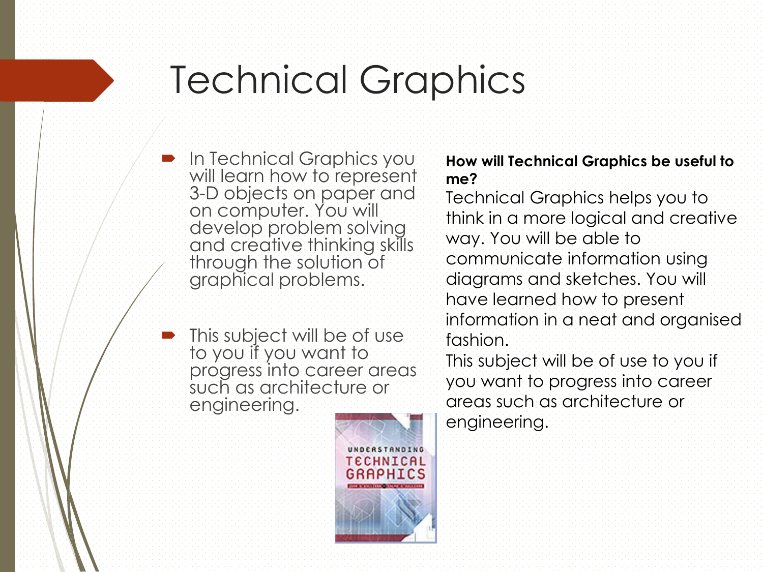# Technical Graphics

- In Technical Graphics you will learn how to represent 3-D objects on paper and on computer. You will develop problem solving and creative thinking skills through the solution of graphical problems.

- This subject will be of use to you if you want to progress into career areas such as architecture or engineering.

**How will Technical Graphics be useful to me?**

Technical Graphics helps you to think in a more logical and creative way. You will be able to communicate information using diagrams and sketches. You will have learned how to present information in a neat and organised fashion.

This subject will be of use to you if you want to progress into career areas such as architecture or engineering.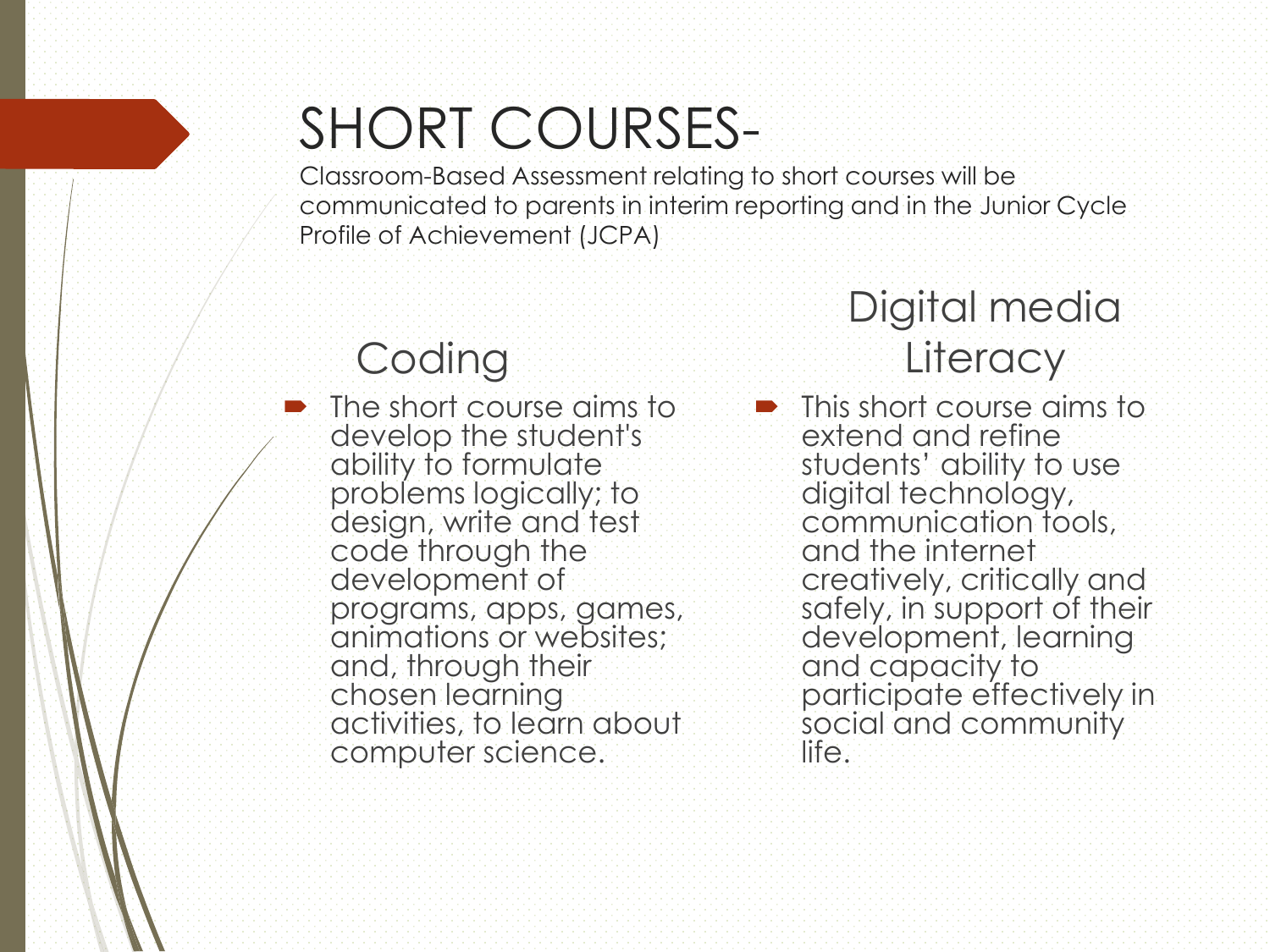# SHORT COURSES-

Classroom-Based Assessment relating to short courses will be communicated to parents in interim reporting and in the Junior Cycle Profile of Achievement (JCPA)

## Coding

- The short course aims to develop the student's ability to formulate problems logically; to design, write and test code through the development of programs, apps, games, animations or websites; and, through their chosen learning activities, to learn about computer science.

## Digital media Literacy

- This short course aims to extend and refine students' ability to use digital technology, communication tools, and the internet creatively, critically and safely, in support of their development, learning and capacity to participate effectively in social and community life.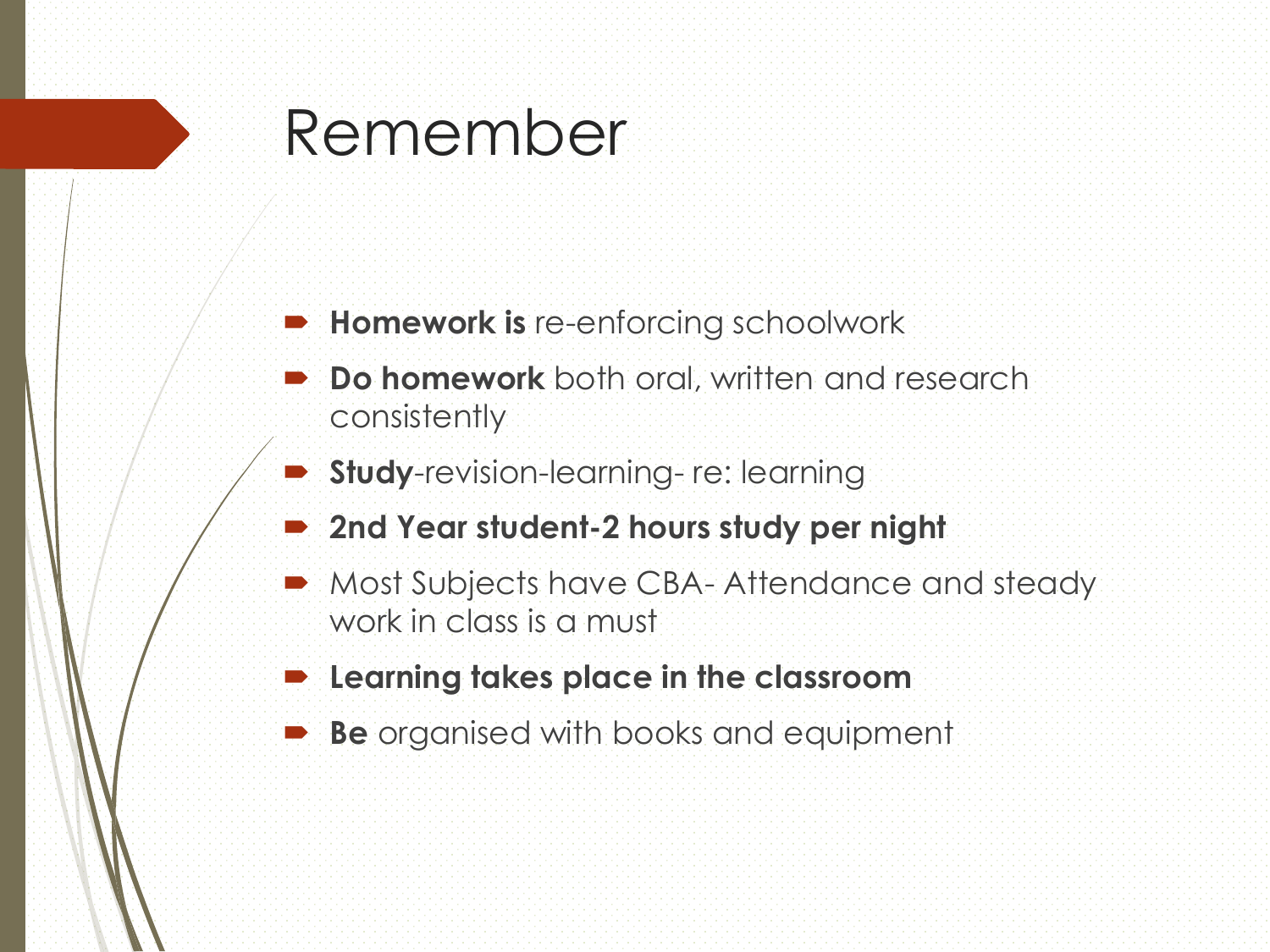# Remember

- **Homework is** re-enforcing schoolwork
- **Do homework** both oral, written and research consistently
- **Study**-revision-learning- re: learning
- **2nd Year student-2 hours study per night**
- Most Subjects have CBA- Attendance and steady work in class is a must
- **Learning takes place in the classroom**
- **Be** organised with books and equipment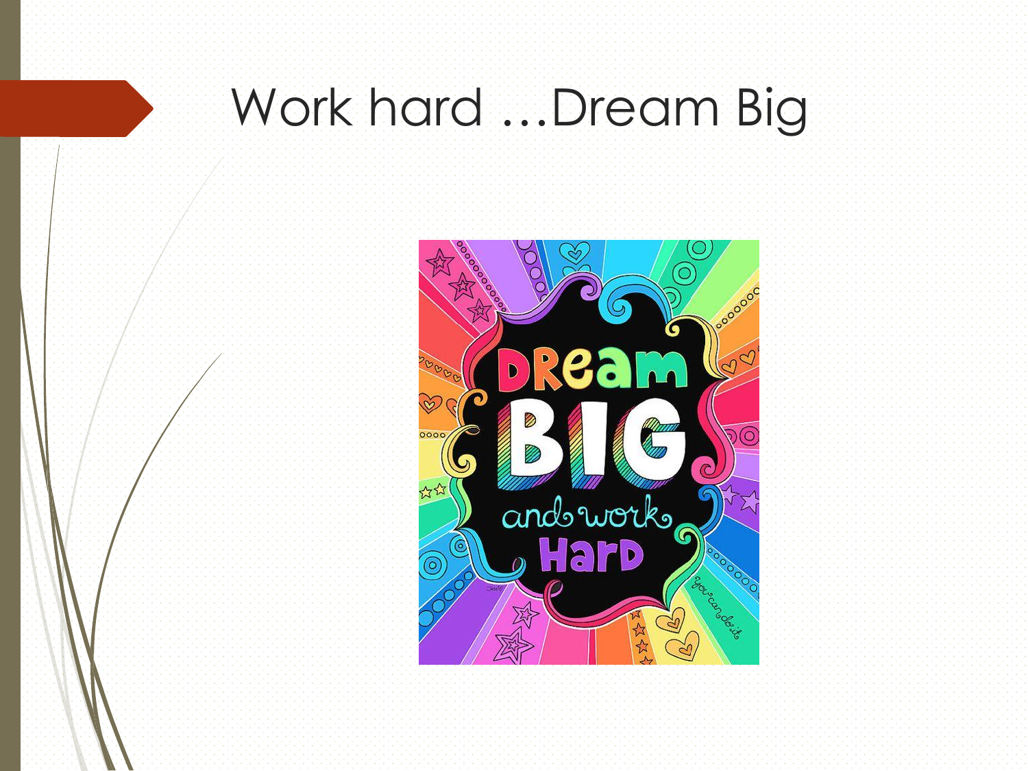# Work hard …Dream Big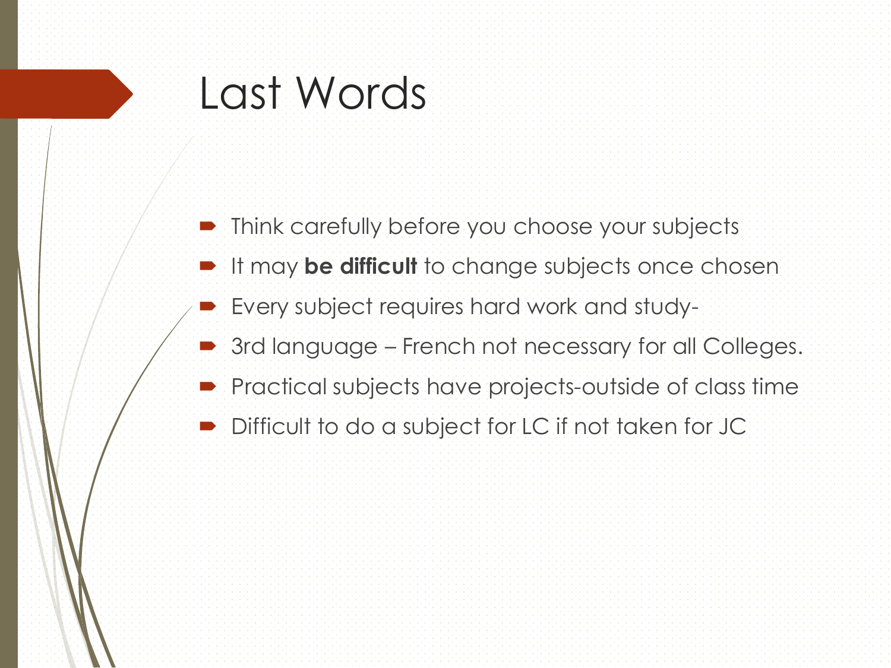# Last Words

- Think carefully before you choose your subjects
- It may **be difficult** to change subjects once chosen
- Every subject requires hard work and study-
- 3rd language – French not necessary for all Colleges.
- Practical subjects have projects-outside of class time
- Difficult to do a subject for LC if not taken for JC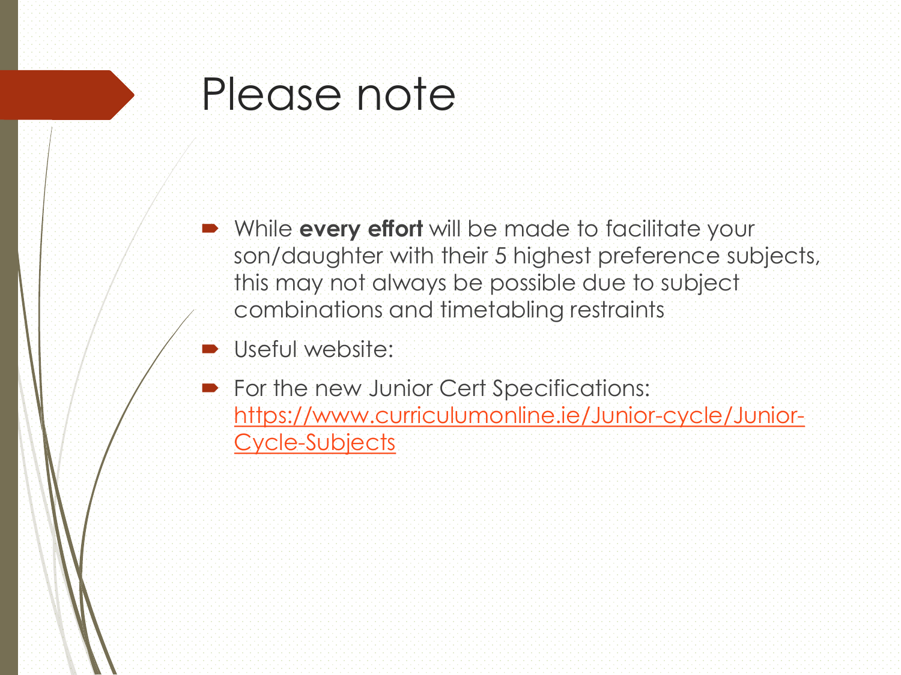# Please note

- While **every effort** will be made to facilitate your son/daughter with their 5 highest preference subjects, this may not always be possible due to subject combinations and timetabling restraints
- Useful website:
- For the new Junior Cert Specifications: [https://www.curriculumonline.ie/Junior-cycle/Junior-Cycle-Subjects](https://www.curriculumonline.ie/Junior-cycle/Junior-Cycle-Subjects)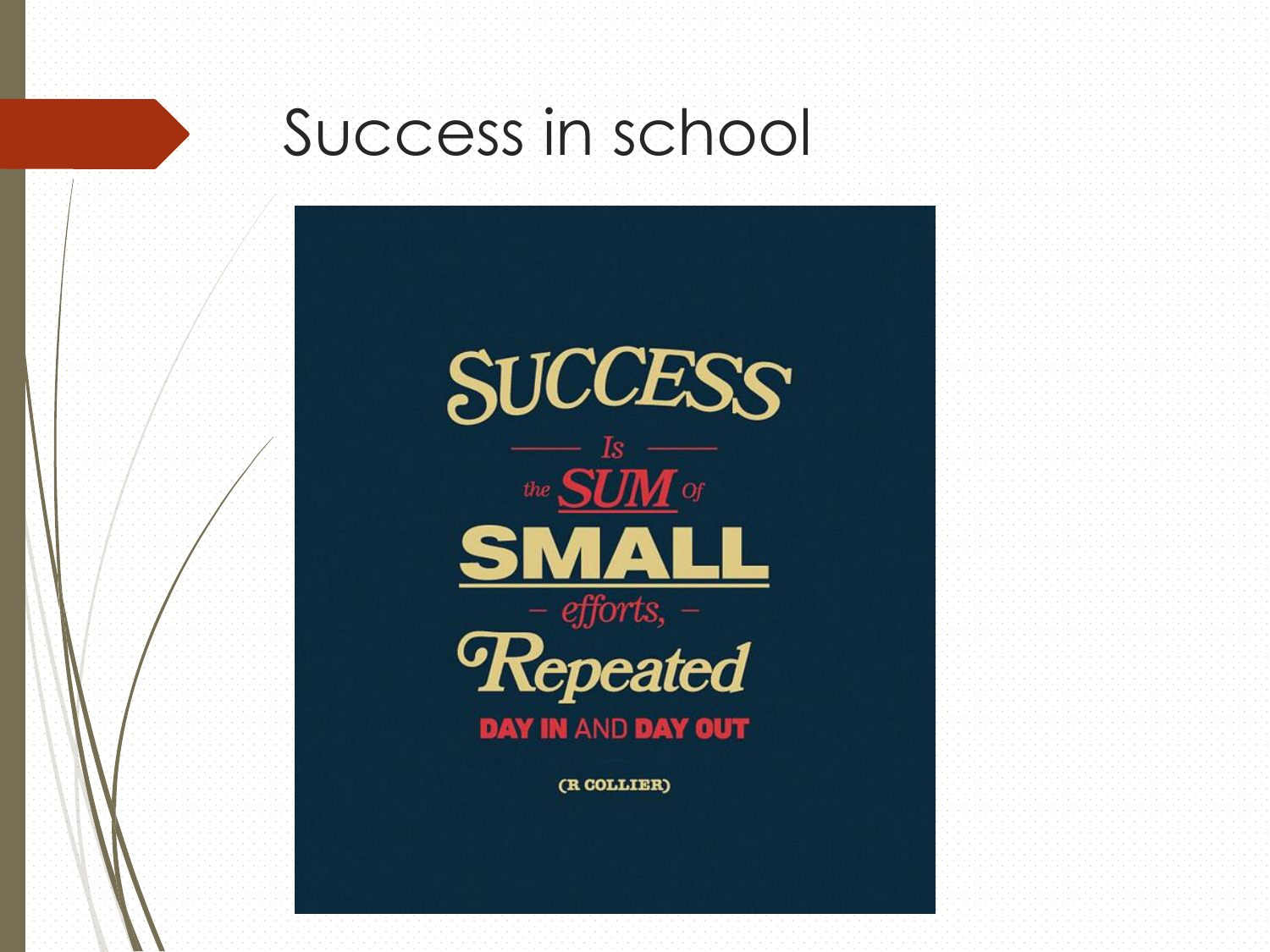# Success in school

SUCCESS

— Is —

the SUM of

SMALL

– efforts, –

Repeated

DAY IN AND DAY OUT

(R COLLIER)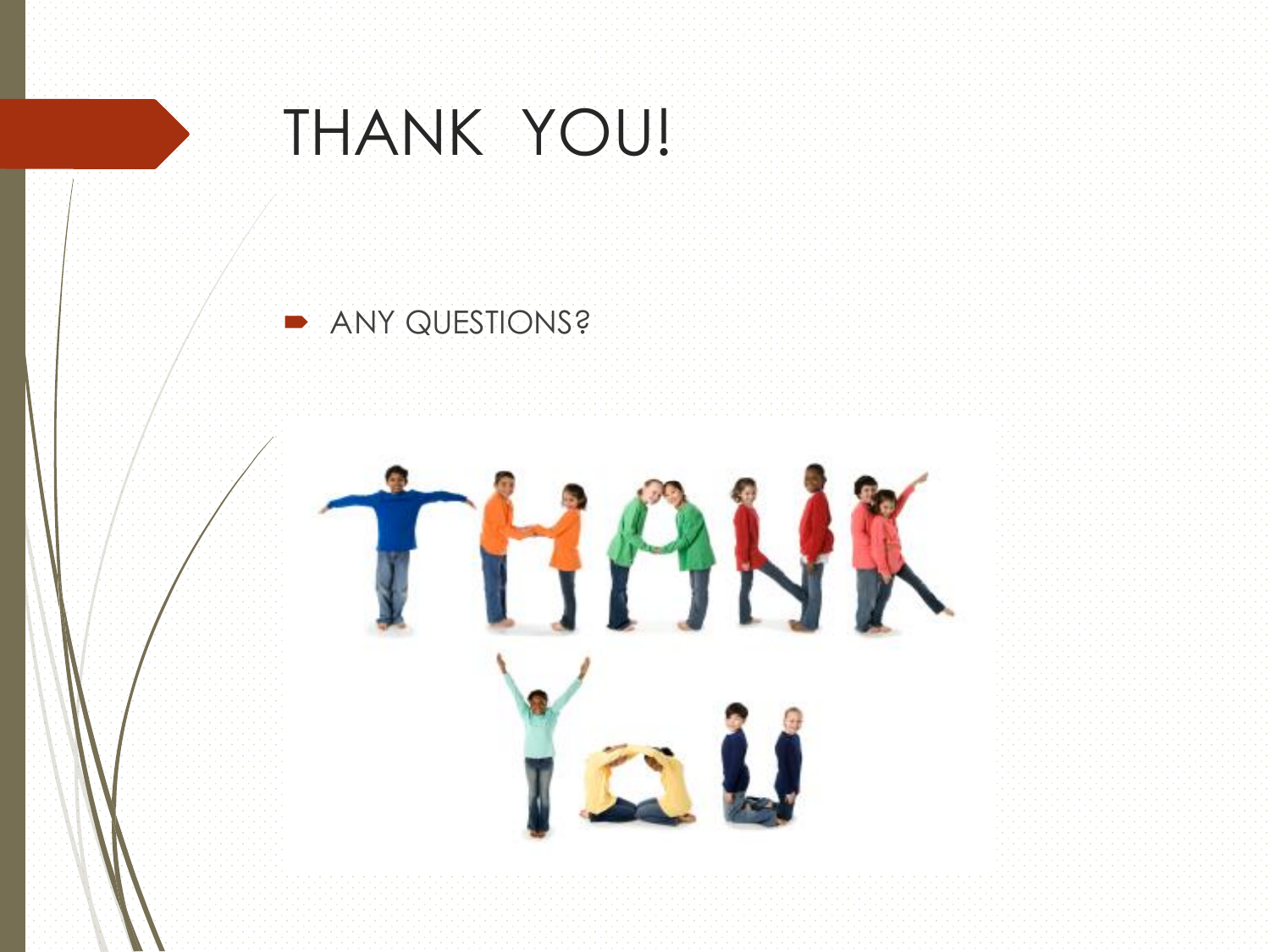# THANK YOU!

- ANY QUESTIONS?